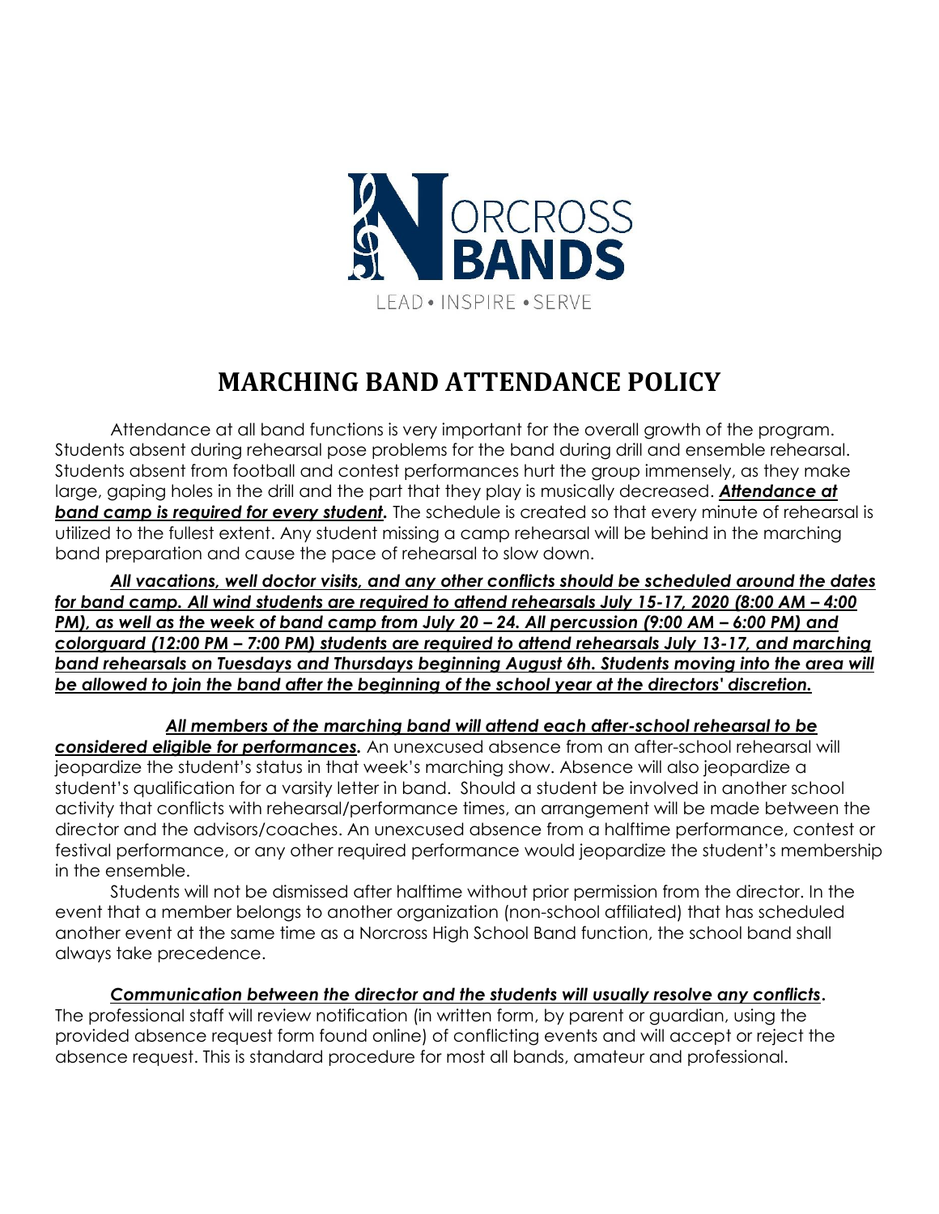NORCROSS BANDS

LEAD • INSPIRE • SERVE

# MARCHING BAND ATTENDANCE POLICY

Attendance at all band functions is very important for the overall growth of the program. Students absent during rehearsal pose problems for the band during drill and ensemble rehearsal. Students absent from football and contest performances hurt the group immensely, as they make large, gaping holes in the drill and the part that they play is musically decreased. ***Attendance at band camp is required for every student.*** The schedule is created so that every minute of rehearsal is utilized to the fullest extent. Any student missing a camp rehearsal will be behind in the marching band preparation and cause the pace of rehearsal to slow down.

***All vacations, well doctor visits, and any other conflicts should be scheduled around the dates for band camp. All wind students are required to attend rehearsals July 15-17, 2020 (8:00 AM – 4:00 PM), as well as the week of band camp from July 20 – 24. All percussion (9:00 AM – 6:00 PM) and colorguard (12:00 PM – 7:00 PM) students are required to attend rehearsals July 13-17, and marching band rehearsals on Tuesdays and Thursdays beginning August 6th. Students moving into the area will be allowed to join the band after the beginning of the school year at the directors' discretion.***

***All members of the marching band will attend each after-school rehearsal to be considered eligible for performances.*** An unexcused absence from an after-school rehearsal will jeopardize the student's status in that week's marching show. Absence will also jeopardize a student's qualification for a varsity letter in band. Should a student be involved in another school activity that conflicts with rehearsal/performance times, an arrangement will be made between the director and the advisors/coaches. An unexcused absence from a halftime performance, contest or festival performance, or any other required performance would jeopardize the student's membership in the ensemble.

Students will not be dismissed after halftime without prior permission from the director. In the event that a member belongs to another organization (non-school affiliated) that has scheduled another event at the same time as a Norcross High School Band function, the school band shall always take precedence.

***Communication between the director and the students will usually resolve any conflicts.*** The professional staff will review notification (in written form, by parent or guardian, using the provided absence request form found online) of conflicting events and will accept or reject the absence request. This is standard procedure for most all bands, amateur and professional.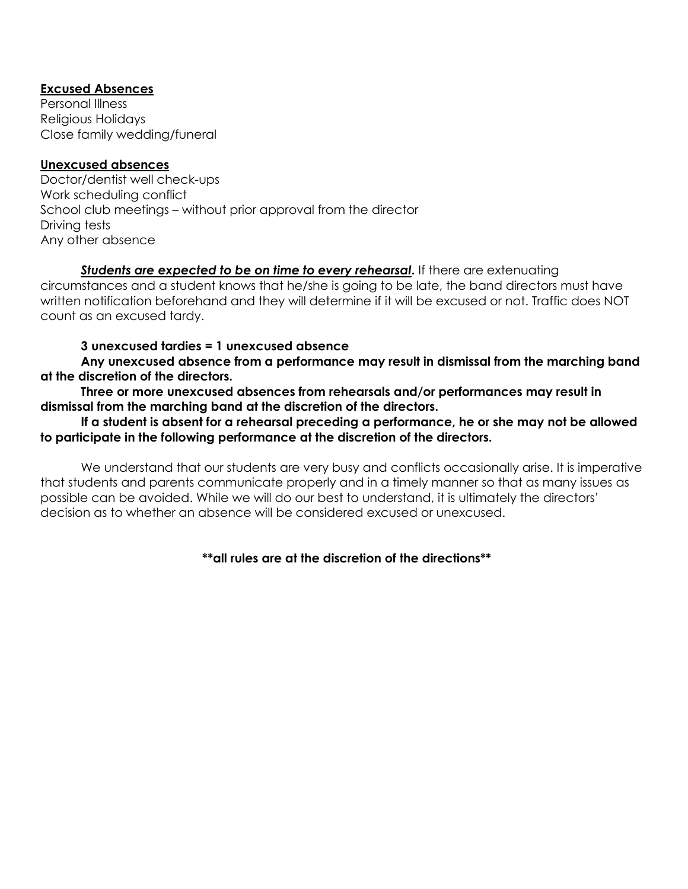**<u>Excused Absences</u>**
Personal Illness
Religious Holidays
Close family wedding/funeral

**<u>Unexcused absences</u>**
Doctor/dentist well check-ups
Work scheduling conflict
School club meetings – without prior approval from the director
Driving tests
Any other absence

***<u>Students are expected to be on time to every rehearsal</u>*.** If there are extenuating circumstances and a student knows that he/she is going to be late, the band directors must have written notification beforehand and they will determine if it will be excused or not. Traffic does NOT count as an excused tardy.

**3 unexcused tardies = 1 unexcused absence**

**Any unexcused absence from a performance may result in dismissal from the marching band at the discretion of the directors.**

**Three or more unexcused absences from rehearsals and/or performances may result in dismissal from the marching band at the discretion of the directors.**

**If a student is absent for a rehearsal preceding a performance, he or she may not be allowed to participate in the following performance at the discretion of the directors.**

We understand that our students are very busy and conflicts occasionally arise. It is imperative that students and parents communicate properly and in a timely manner so that as many issues as possible can be avoided. While we will do our best to understand, it is ultimately the directors' decision as to whether an absence will be considered excused or unexcused.

**\*\*all rules are at the discretion of the directions\*\***